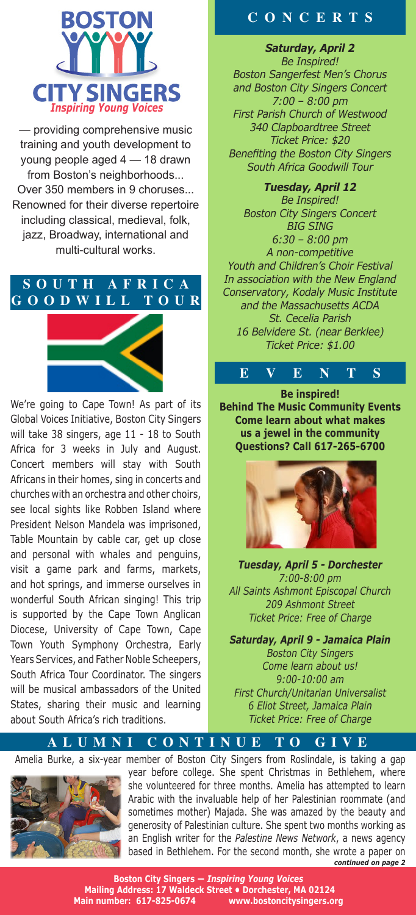# BOSTON CITY SINGERS

*Inspiring Young Voices*

— providing comprehensive music training and youth development to young people aged 4 — 18 drawn from Boston's neighborhoods... Over 350 members in 9 choruses... Renowned for their diverse repertoire including classical, medieval, folk, jazz, Broadway, international and multi-cultural works.

## SOUTH AFRICA GOODWILL TOUR

We're going to Cape Town! As part of its Global Voices Initiative, Boston City Singers will take 38 singers, age 11 - 18 to South Africa for 3 weeks in July and August. Concert members will stay with South Africans in their homes, sing in concerts and churches with an orchestra and other choirs, see local sights like Robben Island where President Nelson Mandela was imprisoned, Table Mountain by cable car, get up close and personal with whales and penguins, visit a game park and farms, markets, and hot springs, and immerse ourselves in wonderful South African singing! This trip is supported by the Cape Town Anglican Diocese, University of Cape Town, Cape Town Youth Symphony Orchestra, Early Years Services, and Father Noble Scheepers, South Africa Tour Coordinator. The singers will be musical ambassadors of the United States, sharing their music and learning about South Africa's rich traditions.

## CONCERTS

***Saturday, April 2***
*Be Inspired!*
*Boston Sangerfest Men's Chorus and Boston City Singers Concert*
*7:00 – 8:00 pm*
*First Parish Church of Westwood*
*340 Clapboardtree Street*
*Ticket Price: $20*
*Benefiting the Boston City Singers South Africa Goodwill Tour*

***Tuesday, April 12***
*Be Inspired!*
*Boston City Singers Concert*
*BIG SING*
*6:30 – 8:00 pm*
*A non-competitive Youth and Children's Choir Festival*
*In association with the New England Conservatory, Kodaly Music Institute and the Massachusetts ACDA*
*St. Cecelia Parish*
*16 Belvidere St. (near Berklee)*
*Ticket Price: $1.00*

## EVENTS

**Be inspired!**
**Behind The Music Community Events**
**Come learn about what makes us a jewel in the community**
**Questions? Call 617-265-6700**

***Tuesday, April 5 - Dorchester***
*7:00-8:00 pm*
*All Saints Ashmont Episcopal Church*
*209 Ashmont Street*
*Ticket Price: Free of Charge*

***Saturday, April 9 - Jamaica Plain***
*Boston City Singers*
*Come learn about us!*
*9:00-10:00 am*
*First Church/Unitarian Universalist*
*6 Eliot Street, Jamaica Plain*
*Ticket Price: Free of Charge*

## ALUMNI CONTINUE TO GIVE

Amelia Burke, a six-year member of Boston City Singers from Roslindale, is taking a gap year before college. She spent Christmas in Bethlehem, where she volunteered for three months. Amelia has attempted to learn Arabic with the invaluable help of her Palestinian roommate (and sometimes mother) Majada. She was amazed by the beauty and generosity of Palestinian culture. She spent two months working as an English writer for the *Palestine News Network*, a news agency based in Bethlehem. For the second month, she wrote a paper on

***continued on page 2***

**Boston City Singers — *Inspiring Young Voices***
**Mailing Address: 17 Waldeck Street • Dorchester, MA 02124**
**Main number: 617-825-0674 www.bostoncitysingers.org**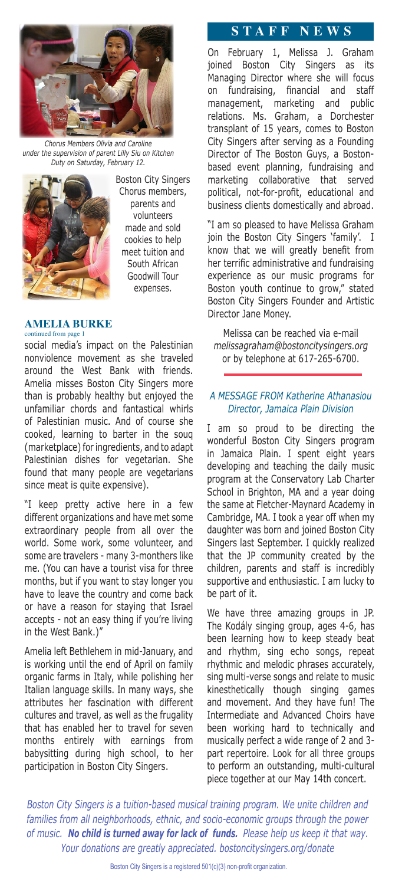*Chorus Members Olivia and Caroline under the supervision of parent Lilly Siu on Kitchen Duty on Saturday, February 12.*

Boston City Singers Chorus members, parents and volunteers made and sold cookies to help meet tuition and South African Goodwill Tour expenses.

## AMELIA BURKE

continued from page 1

social media's impact on the Palestinian nonviolence movement as she traveled around the West Bank with friends. Amelia misses Boston City Singers more than is probably healthy but enjoyed the unfamiliar chords and fantastical whirls of Palestinian music. And of course she cooked, learning to barter in the souq (marketplace) for ingredients, and to adapt Palestinian dishes for vegetarian. She found that many people are vegetarians since meat is quite expensive).

"I keep pretty active here in a few different organizations and have met some extraordinary people from all over the world. Some work, some volunteer, and some are travelers - many 3-monthers like me. (You can have a tourist visa for three months, but if you want to stay longer you have to leave the country and come back or have a reason for staying that Israel accepts - not an easy thing if you're living in the West Bank.)"

Amelia left Bethlehem in mid-January, and is working until the end of April on family organic farms in Italy, while polishing her Italian language skills. In many ways, she attributes her fascination with different cultures and travel, as well as the frugality that has enabled her to travel for seven months entirely with earnings from babysitting during high school, to her participation in Boston City Singers.

## STAFF NEWS

On February 1, Melissa J. Graham joined Boston City Singers as its Managing Director where she will focus on fundraising, financial and staff management, marketing and public relations. Ms. Graham, a Dorchester transplant of 15 years, comes to Boston City Singers after serving as a Founding Director of The Boston Guys, a Boston-based event planning, fundraising and marketing collaborative that served political, not-for-profit, educational and business clients domestically and abroad.

"I am so pleased to have Melissa Graham join the Boston City Singers 'family'. I know that we will greatly benefit from her terrific administrative and fundraising experience as our music programs for Boston youth continue to grow," stated Boston City Singers Founder and Artistic Director Jane Money.

Melissa can be reached via e-mail *melissagraham@bostoncitysingers.org* or by telephone at 617-265-6700.

### *A MESSAGE FROM Katherine Athanasiou Director, Jamaica Plain Division*

I am so proud to be directing the wonderful Boston City Singers program in Jamaica Plain. I spent eight years developing and teaching the daily music program at the Conservatory Lab Charter School in Brighton, MA and a year doing the same at Fletcher-Maynard Academy in Cambridge, MA. I took a year off when my daughter was born and joined Boston City Singers last September. I quickly realized that the JP community created by the children, parents and staff is incredibly supportive and enthusiastic. I am lucky to be part of it.

We have three amazing groups in JP. The Kodály singing group, ages 4-6, has been learning how to keep steady beat and rhythm, sing echo songs, repeat rhythmic and melodic phrases accurately, sing multi-verse songs and relate to music kinesthetically though singing games and movement. And they have fun! The Intermediate and Advanced Choirs have been working hard to technically and musically perfect a wide range of 2 and 3-part repertoire. Look for all three groups to perform an outstanding, multi-cultural piece together at our May 14th concert.

*Boston City Singers is a tuition-based musical training program. We unite children and families from all neighborhoods, ethnic, and socio-economic groups through the power of music.* ***No child is turned away for lack of funds.*** *Please help us keep it that way. Your donations are greatly appreciated. bostoncitysingers.org/donate*

Boston City Singers is a registered 501(c)(3) non-profit organization.